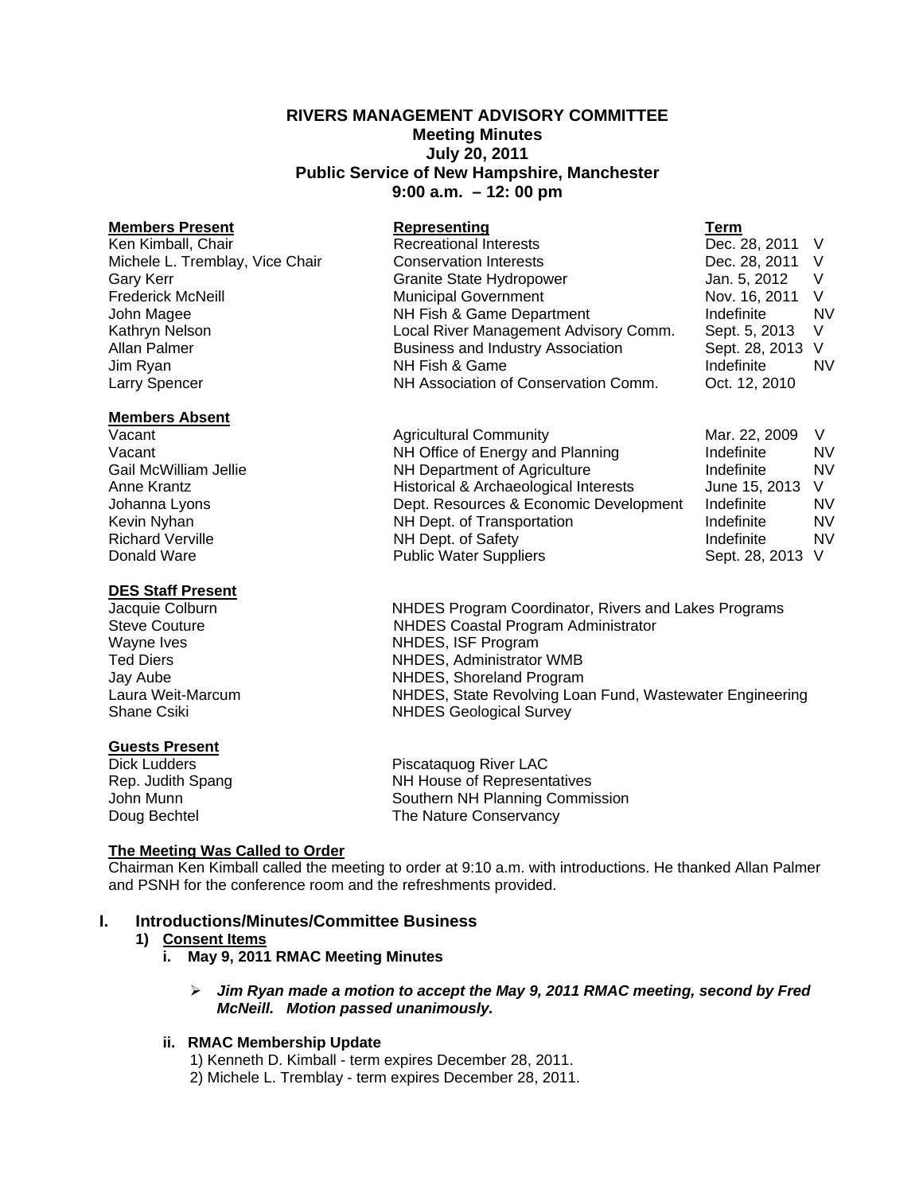# RIVERS MANAGEMENT ADVISORY COMMITTEE
## Meeting Minutes
## July 20, 2011
## Public Service of New Hampshire, Manchester
## 9:00 a.m. – 12: 00 pm

| **Members Present** | **Representing** | **Term** | |
|---|---|---|---|
| Ken Kimball, Chair | Recreational Interests | Dec. 28, 2011 | V |
| Michele L. Tremblay, Vice Chair | Conservation Interests | Dec. 28, 2011 | V |
| Gary Kerr | Granite State Hydropower | Jan. 5, 2012 | V |
| Frederick McNeill | Municipal Government | Nov. 16, 2011 | V |
| John Magee | NH Fish & Game Department | Indefinite | NV |
| Kathryn Nelson | Local River Management Advisory Comm. | Sept. 5, 2013 | V |
| Allan Palmer | Business and Industry Association | Sept. 28, 2013 | V |
| Jim Ryan | NH Fish & Game | Indefinite | NV |
| Larry Spencer | NH Association of Conservation Comm. | Oct. 12, 2010 | |

| **Members Absent** | | | |
|---|---|---|---|
| Vacant | Agricultural Community | Mar. 22, 2009 | V |
| Vacant | NH Office of Energy and Planning | Indefinite | NV |
| Gail McWilliam Jellie | NH Department of Agriculture | Indefinite | NV |
| Anne Krantz | Historical & Archaeological Interests | June 15, 2013 | V |
| Johanna Lyons | Dept. Resources & Economic Development | Indefinite | NV |
| Kevin Nyhan | NH Dept. of Transportation | Indefinite | NV |
| Richard Verville | NH Dept. of Safety | Indefinite | NV |
| Donald Ware | Public Water Suppliers | Sept. 28, 2013 | V |

| **DES Staff Present** | |
|---|---|
| Jacquie Colburn | NHDES Program Coordinator, Rivers and Lakes Programs |
| Steve Couture | NHDES Coastal Program Administrator |
| Wayne Ives | NHDES, ISF Program |
| Ted Diers | NHDES, Administrator WMB |
| Jay Aube | NHDES, Shoreland Program |
| Laura Weit-Marcum | NHDES, State Revolving Loan Fund, Wastewater Engineering |
| Shane Csiki | NHDES Geological Survey |

| **Guests Present** | |
|---|---|
| Dick Ludders | Piscataquog River LAC |
| Rep. Judith Spang | NH House of Representatives |
| John Munn | Southern NH Planning Commission |
| Doug Bechtel | The Nature Conservancy |

**The Meeting Was Called to Order**

Chairman Ken Kimball called the meeting to order at 9:10 a.m. with introductions. He thanked Allan Palmer and PSNH for the conference room and the refreshments provided.

## I. Introductions/Minutes/Committee Business

### 1) Consent Items

#### i. May 9, 2011 RMAC Meeting Minutes

- ***Jim Ryan made a motion to accept the May 9, 2011 RMAC meeting, second by Fred McNeill. Motion passed unanimously.***

#### ii. RMAC Membership Update

1) Kenneth D. Kimball - term expires December 28, 2011.
2) Michele L. Tremblay - term expires December 28, 2011.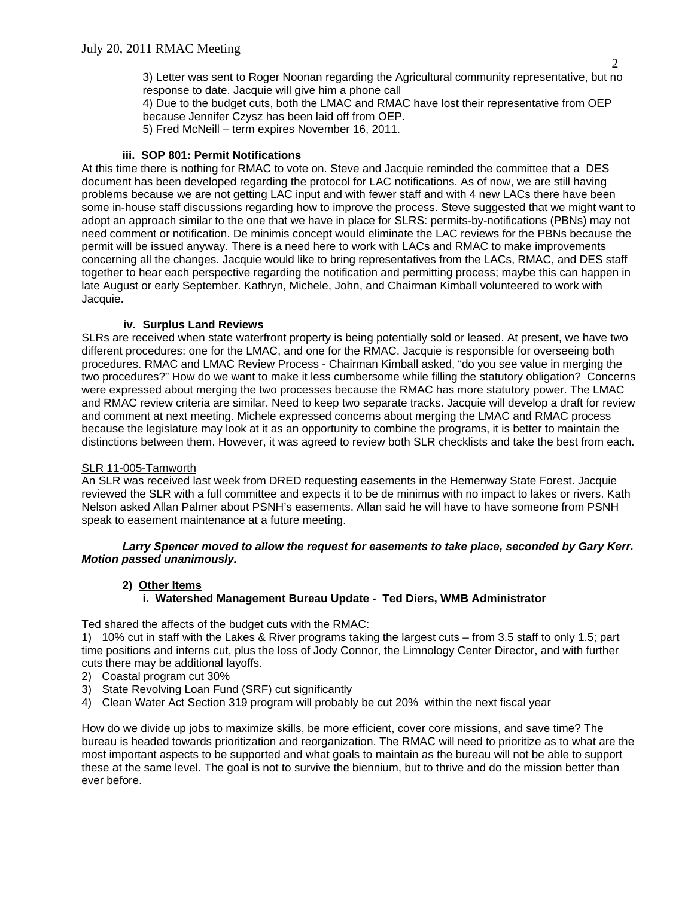3) Letter was sent to Roger Noonan regarding the Agricultural community representative, but no response to date. Jacquie will give him a phone call

4) Due to the budget cuts, both the LMAC and RMAC have lost their representative from OEP because Jennifer Czysz has been laid off from OEP.

5) Fred McNeill – term expires November 16, 2011.

### iii. SOP 801: Permit Notifications

At this time there is nothing for RMAC to vote on. Steve and Jacquie reminded the committee that a DES document has been developed regarding the protocol for LAC notifications. As of now, we are still having problems because we are not getting LAC input and with fewer staff and with 4 new LACs there have been some in-house staff discussions regarding how to improve the process. Steve suggested that we might want to adopt an approach similar to the one that we have in place for SLRS: permits-by-notifications (PBNs) may not need comment or notification. De minimis concept would eliminate the LAC reviews for the PBNs because the permit will be issued anyway. There is a need here to work with LACs and RMAC to make improvements concerning all the changes. Jacquie would like to bring representatives from the LACs, RMAC, and DES staff together to hear each perspective regarding the notification and permitting process; maybe this can happen in late August or early September. Kathryn, Michele, John, and Chairman Kimball volunteered to work with Jacquie.

### iv. Surplus Land Reviews

SLRs are received when state waterfront property is being potentially sold or leased. At present, we have two different procedures: one for the LMAC, and one for the RMAC. Jacquie is responsible for overseeing both procedures. RMAC and LMAC Review Process - Chairman Kimball asked, “do you see value in merging the two procedures?” How do we want to make it less cumbersome while filling the statutory obligation? Concerns were expressed about merging the two processes because the RMAC has more statutory power. The LMAC and RMAC review criteria are similar. Need to keep two separate tracks. Jacquie will develop a draft for review and comment at next meeting. Michele expressed concerns about merging the LMAC and RMAC process because the legislature may look at it as an opportunity to combine the programs, it is better to maintain the distinctions between them. However, it was agreed to review both SLR checklists and take the best from each.

SLR 11-005-Tamworth

An SLR was received last week from DRED requesting easements in the Hemenway State Forest. Jacquie reviewed the SLR with a full committee and expects it to be de minimus with no impact to lakes or rivers. Kath Nelson asked Allan Palmer about PSNH’s easements. Allan said he will have to have someone from PSNH speak to easement maintenance at a future meeting.

***Larry Spencer moved to allow the request for easements to take place, seconded by Gary Kerr. Motion passed unanimously.***

## 2) Other Items

### i. Watershed Management Bureau Update - Ted Diers, WMB Administrator

Ted shared the affects of the budget cuts with the RMAC:

1) 10% cut in staff with the Lakes & River programs taking the largest cuts – from 3.5 staff to only 1.5; part time positions and interns cut, plus the loss of Jody Connor, the Limnology Center Director, and with further cuts there may be additional layoffs.
2) Coastal program cut 30%
3) State Revolving Loan Fund (SRF) cut significantly
4) Clean Water Act Section 319 program will probably be cut 20% within the next fiscal year

How do we divide up jobs to maximize skills, be more efficient, cover core missions, and save time? The bureau is headed towards prioritization and reorganization. The RMAC will need to prioritize as to what are the most important aspects to be supported and what goals to maintain as the bureau will not be able to support these at the same level. The goal is not to survive the biennium, but to thrive and do the mission better than ever before.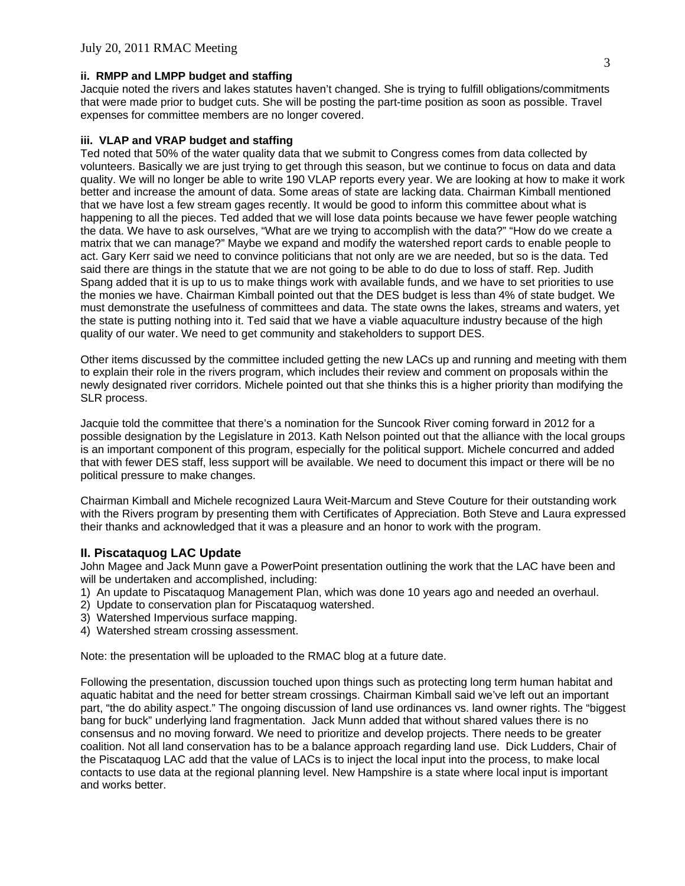#### ii. RMPP and LMPP budget and staffing

Jacquie noted the rivers and lakes statutes haven't changed. She is trying to fulfill obligations/commitments that were made prior to budget cuts. She will be posting the part-time position as soon as possible. Travel expenses for committee members are no longer covered.

#### iii. VLAP and VRAP budget and staffing

Ted noted that 50% of the water quality data that we submit to Congress comes from data collected by volunteers. Basically we are just trying to get through this season, but we continue to focus on data and data quality. We will no longer be able to write 190 VLAP reports every year. We are looking at how to make it work better and increase the amount of data. Some areas of state are lacking data. Chairman Kimball mentioned that we have lost a few stream gages recently. It would be good to inform this committee about what is happening to all the pieces. Ted added that we will lose data points because we have fewer people watching the data. We have to ask ourselves, "What are we trying to accomplish with the data?" "How do we create a matrix that we can manage?" Maybe we expand and modify the watershed report cards to enable people to act. Gary Kerr said we need to convince politicians that not only are we are needed, but so is the data. Ted said there are things in the statute that we are not going to be able to do due to loss of staff. Rep. Judith Spang added that it is up to us to make things work with available funds, and we have to set priorities to use the monies we have. Chairman Kimball pointed out that the DES budget is less than 4% of state budget. We must demonstrate the usefulness of committees and data. The state owns the lakes, streams and waters, yet the state is putting nothing into it. Ted said that we have a viable aquaculture industry because of the high quality of our water. We need to get community and stakeholders to support DES.

Other items discussed by the committee included getting the new LACs up and running and meeting with them to explain their role in the rivers program, which includes their review and comment on proposals within the newly designated river corridors. Michele pointed out that she thinks this is a higher priority than modifying the SLR process.

Jacquie told the committee that there's a nomination for the Suncook River coming forward in 2012 for a possible designation by the Legislature in 2013. Kath Nelson pointed out that the alliance with the local groups is an important component of this program, especially for the political support. Michele concurred and added that with fewer DES staff, less support will be available. We need to document this impact or there will be no political pressure to make changes.

Chairman Kimball and Michele recognized Laura Weit-Marcum and Steve Couture for their outstanding work with the Rivers program by presenting them with Certificates of Appreciation. Both Steve and Laura expressed their thanks and acknowledged that it was a pleasure and an honor to work with the program.

## II. Piscataquog LAC Update

John Magee and Jack Munn gave a PowerPoint presentation outlining the work that the LAC have been and will be undertaken and accomplished, including:

1) An update to Piscataquog Management Plan, which was done 10 years ago and needed an overhaul.
2) Update to conservation plan for Piscataquog watershed.
3) Watershed Impervious surface mapping.
4) Watershed stream crossing assessment.

Note: the presentation will be uploaded to the RMAC blog at a future date.

Following the presentation, discussion touched upon things such as protecting long term human habitat and aquatic habitat and the need for better stream crossings. Chairman Kimball said we've left out an important part, "the do ability aspect." The ongoing discussion of land use ordinances vs. land owner rights. The "biggest bang for buck" underlying land fragmentation. Jack Munn added that without shared values there is no consensus and no moving forward. We need to prioritize and develop projects. There needs to be greater coalition. Not all land conservation has to be a balance approach regarding land use. Dick Ludders, Chair of the Piscataquog LAC add that the value of LACs is to inject the local input into the process, to make local contacts to use data at the regional planning level. New Hampshire is a state where local input is important and works better.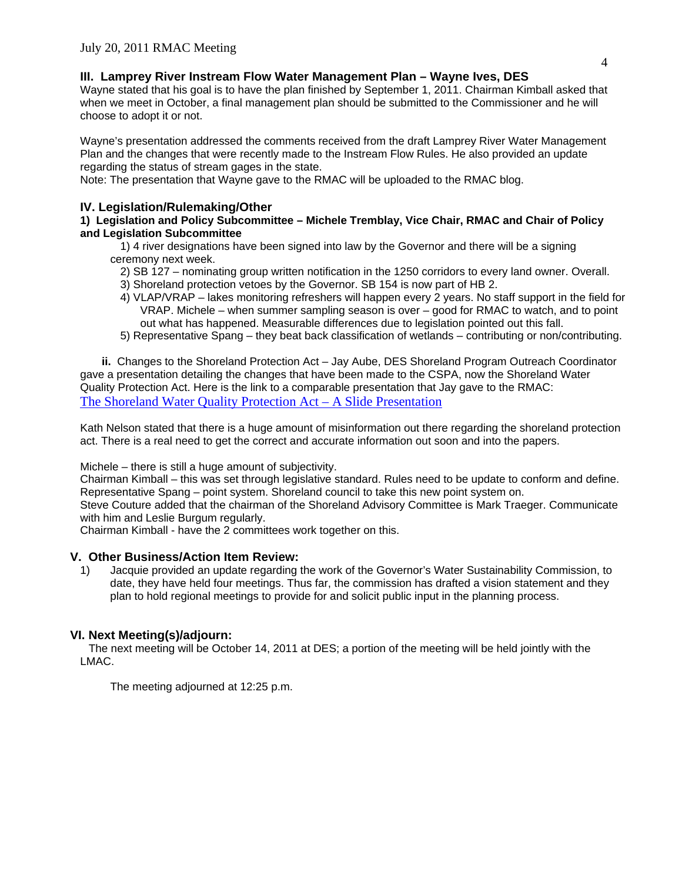## III. Lamprey River Instream Flow Water Management Plan – Wayne Ives, DES

Wayne stated that his goal is to have the plan finished by September 1, 2011. Chairman Kimball asked that when we meet in October, a final management plan should be submitted to the Commissioner and he will choose to adopt it or not.

Wayne's presentation addressed the comments received from the draft Lamprey River Water Management Plan and the changes that were recently made to the Instream Flow Rules. He also provided an update regarding the status of stream gages in the state.
Note: The presentation that Wayne gave to the RMAC will be uploaded to the RMAC blog.

## IV. Legislation/Rulemaking/Other

**1) Legislation and Policy Subcommittee – Michele Tremblay, Vice Chair, RMAC and Chair of Policy and Legislation Subcommittee**

1) 4 river designations have been signed into law by the Governor and there will be a signing ceremony next week.
2) SB 127 – nominating group written notification in the 1250 corridors to every land owner. Overall.
3) Shoreland protection vetoes by the Governor. SB 154 is now part of HB 2.
4) VLAP/VRAP – lakes monitoring refreshers will happen every 2 years. No staff support in the field for VRAP. Michele – when summer sampling season is over – good for RMAC to watch, and to point out what has happened. Measurable differences due to legislation pointed out this fall.
5) Representative Spang – they beat back classification of wetlands – contributing or non/contributing.

**ii.** Changes to the Shoreland Protection Act – Jay Aube, DES Shoreland Program Outreach Coordinator gave a presentation detailing the changes that have been made to the CSPA, now the Shoreland Water Quality Protection Act. Here is the link to a comparable presentation that Jay gave to the RMAC: The Shoreland Water Quality Protection Act – A Slide Presentation

Kath Nelson stated that there is a huge amount of misinformation out there regarding the shoreland protection act. There is a real need to get the correct and accurate information out soon and into the papers.

Michele – there is still a huge amount of subjectivity.
Chairman Kimball – this was set through legislative standard. Rules need to be update to conform and define.
Representative Spang – point system. Shoreland council to take this new point system on.
Steve Couture added that the chairman of the Shoreland Advisory Committee is Mark Traeger. Communicate with him and Leslie Burgum regularly.
Chairman Kimball - have the 2 committees work together on this.

## V. Other Business/Action Item Review:

1) Jacquie provided an update regarding the work of the Governor's Water Sustainability Commission, to date, they have held four meetings. Thus far, the commission has drafted a vision statement and they plan to hold regional meetings to provide for and solicit public input in the planning process.

## VI. Next Meeting(s)/adjourn:

The next meeting will be October 14, 2011 at DES; a portion of the meeting will be held jointly with the LMAC.

The meeting adjourned at 12:25 p.m.